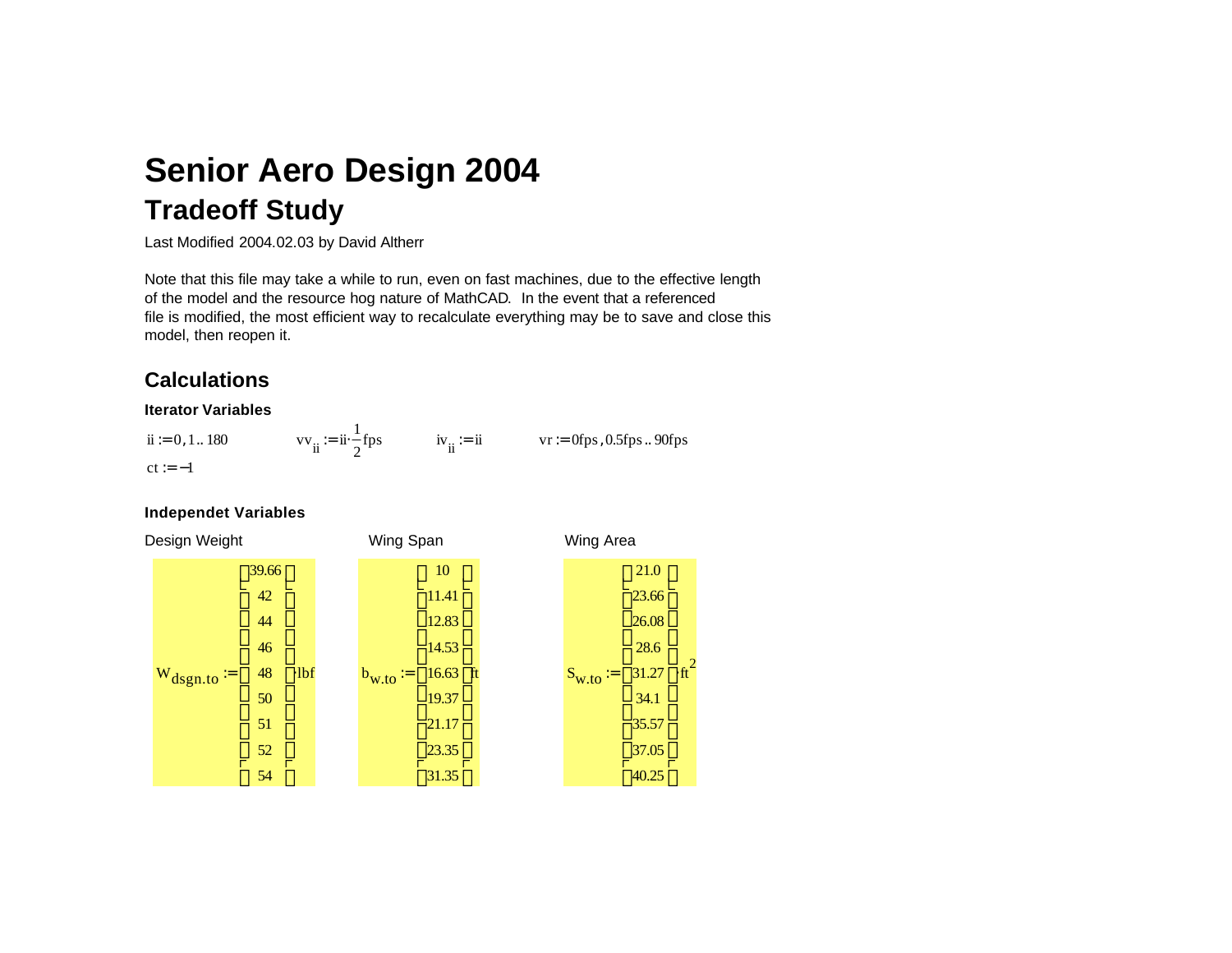# Senior Aero Design 2004

## Tradeoff Study

Last Modified 2004.02.03 by David Altherr

Note that this file may take a while to run, even on fast machines, due to the effective length of the model and the resource hog nature of MathCAD. In the event that a referenced file is modified, the most efficient way to recalculate everything may be to save and close this model, then reopen it.

## Calculations

### Iterator Variables

$ii := 0, 1 .. 180$ $\qquad vv_{ii} := ii \cdot \frac{1}{2} fps$ $\qquad iv_{ii} := ii$ $\qquad vr := 0fps, 0.5fps .. 90fps$

$ct := -1$

### Independet Variables

Design Weight

$$W_{dsgn.to} := \begin{pmatrix} 39.66 \\ 42 \\ 44 \\ 46 \\ 48 \\ 50 \\ 51 \\ 52 \\ 54 \end{pmatrix} \cdot lbf$$

Wing Span

$$b_{w.to} := \begin{pmatrix} 10 \\ 11.41 \\ 12.83 \\ 14.53 \\ 16.63 \\ 19.37 \\ 21.17 \\ 23.35 \\ 31.35 \end{pmatrix} ft$$

Wing Area

$$S_{w.to} := \begin{pmatrix} 21.0 \\ 23.66 \\ 26.08 \\ 28.6 \\ 31.27 \\ 34.1 \\ 35.57 \\ 37.05 \\ 40.25 \end{pmatrix} \cdot ft^2$$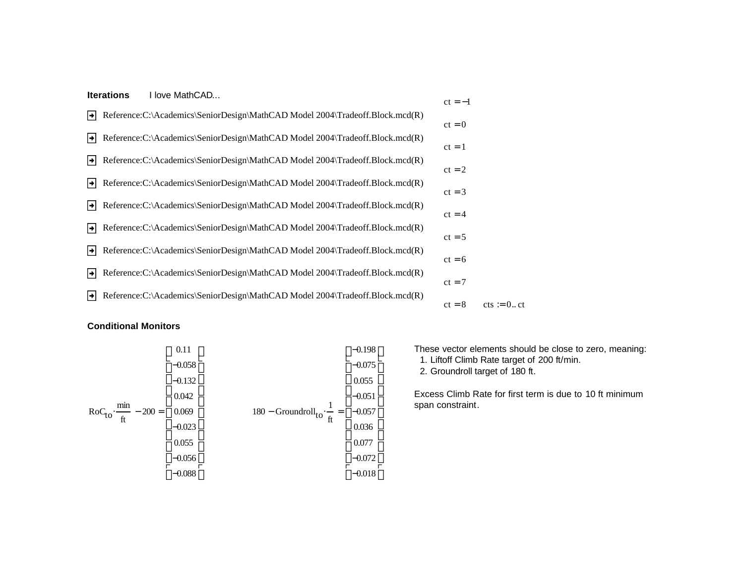**Iterations** I love MathCAD...

$ct = -1$

➔ Reference:C:\Academics\SeniorDesign\MathCAD Model 2004\Tradeoff.Block.mcd(R)

$ct = 0$

➔ Reference:C:\Academics\SeniorDesign\MathCAD Model 2004\Tradeoff.Block.mcd(R)

$ct = 1$

➔ Reference:C:\Academics\SeniorDesign\MathCAD Model 2004\Tradeoff.Block.mcd(R)

$ct = 2$

➔ Reference:C:\Academics\SeniorDesign\MathCAD Model 2004\Tradeoff.Block.mcd(R)

$ct = 3$

➔ Reference:C:\Academics\SeniorDesign\MathCAD Model 2004\Tradeoff.Block.mcd(R)

$ct = 4$

➔ Reference:C:\Academics\SeniorDesign\MathCAD Model 2004\Tradeoff.Block.mcd(R)

$ct = 5$

➔ Reference:C:\Academics\SeniorDesign\MathCAD Model 2004\Tradeoff.Block.mcd(R)

$ct = 6$

➔ Reference:C:\Academics\SeniorDesign\MathCAD Model 2004\Tradeoff.Block.mcd(R)

$ct = 7$

➔ Reference:C:\Academics\SeniorDesign\MathCAD Model 2004\Tradeoff.Block.mcd(R)

$ct = 8$ $\quad cts := 0..ct$

**Conditional Monitors**

$$RoC_{to} \cdot \frac{min}{ft} - 200 = \begin{pmatrix} 0.11 \\ -0.058 \\ -0.132 \\ 0.042 \\ 0.069 \\ -0.023 \\ 0.055 \\ -0.056 \\ -0.088 \end{pmatrix} \qquad 180 - Groundroll_{to} \cdot \frac{1}{ft} = \begin{pmatrix} -0.198 \\ -0.075 \\ 0.055 \\ -0.051 \\ -0.057 \\ 0.036 \\ 0.077 \\ -0.072 \\ -0.018 \end{pmatrix}$$

These vector elements should be close to zero, meaning:

1. Liftoff Climb Rate target of 200 ft/min.
2. Groundroll target of 180 ft.

Excess Climb Rate for first term is due to 10 ft minimum span constraint.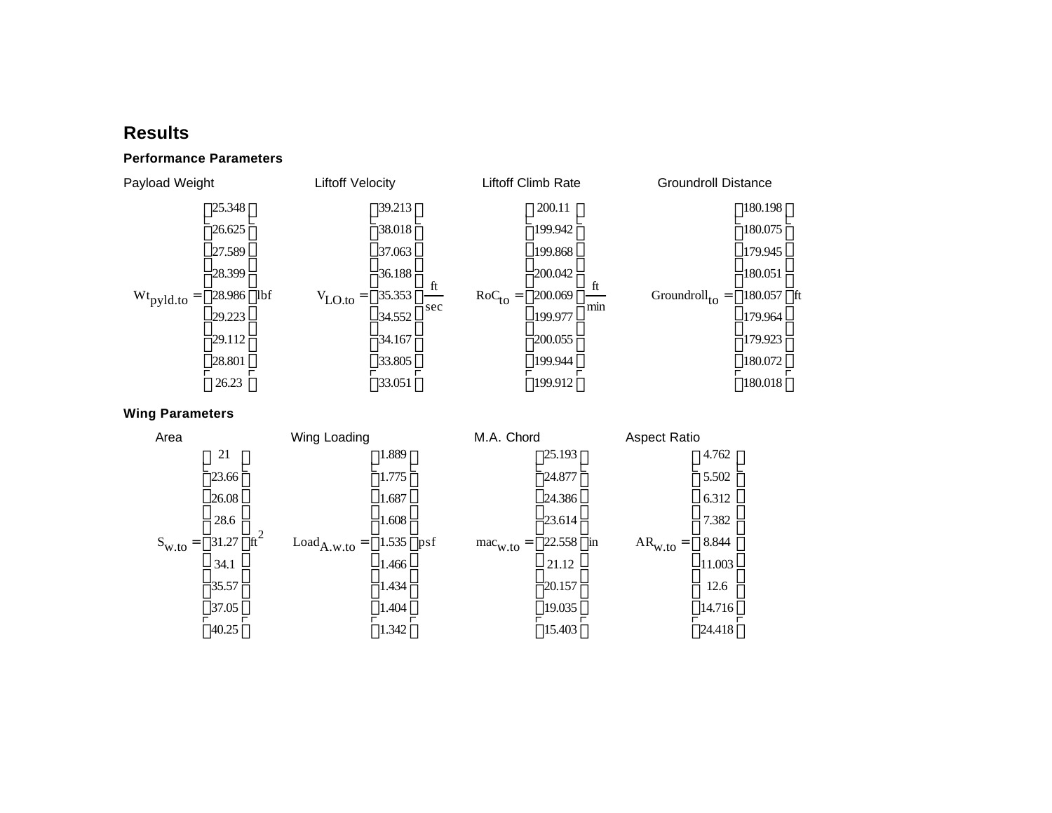## Results

### Performance Parameters

Payload Weight

$$Wt_{pyld.to} = \begin{pmatrix} 25.348 \\ 26.625 \\ 27.589 \\ 28.399 \\ 28.986 \\ 29.223 \\ 29.112 \\ 28.801 \\ 26.23 \end{pmatrix} lbf$$

Liftoff Velocity

$$V_{LO.to} = \begin{pmatrix} 39.213 \\ 38.018 \\ 37.063 \\ 36.188 \\ 35.353 \\ 34.552 \\ 34.167 \\ 33.805 \\ 33.051 \end{pmatrix} \frac{ft}{sec}$$

Liftoff Climb Rate

$$RoC_{to} = \begin{pmatrix} 200.11 \\ 199.942 \\ 199.868 \\ 200.042 \\ 200.069 \\ 199.977 \\ 200.055 \\ 199.944 \\ 199.912 \end{pmatrix} \frac{ft}{min}$$

Groundroll Distance

$$Groundroll_{to} = \begin{pmatrix} 180.198 \\ 180.075 \\ 179.945 \\ 180.051 \\ 180.057 \\ 179.964 \\ 179.923 \\ 180.072 \\ 180.018 \end{pmatrix} ft$$

### Wing Parameters

Area

$$S_{w.to} = \begin{pmatrix} 21 \\ 23.66 \\ 26.08 \\ 28.6 \\ 31.27 \\ 34.1 \\ 35.57 \\ 37.05 \\ 40.25 \end{pmatrix} ft^2$$

Wing Loading

$$Load_{A.w.to} = \begin{pmatrix} 1.889 \\ 1.775 \\ 1.687 \\ 1.608 \\ 1.535 \\ 1.466 \\ 1.434 \\ 1.404 \\ 1.342 \end{pmatrix} psf$$

M.A. Chord

$$mac_{w.to} = \begin{pmatrix} 25.193 \\ 24.877 \\ 24.386 \\ 23.614 \\ 22.558 \\ 21.12 \\ 20.157 \\ 19.035 \\ 15.403 \end{pmatrix} in$$

Aspect Ratio

$$AR_{w.to} = \begin{pmatrix} 4.762 \\ 5.502 \\ 6.312 \\ 7.382 \\ 8.844 \\ 11.003 \\ 12.6 \\ 14.716 \\ 24.418 \end{pmatrix}$$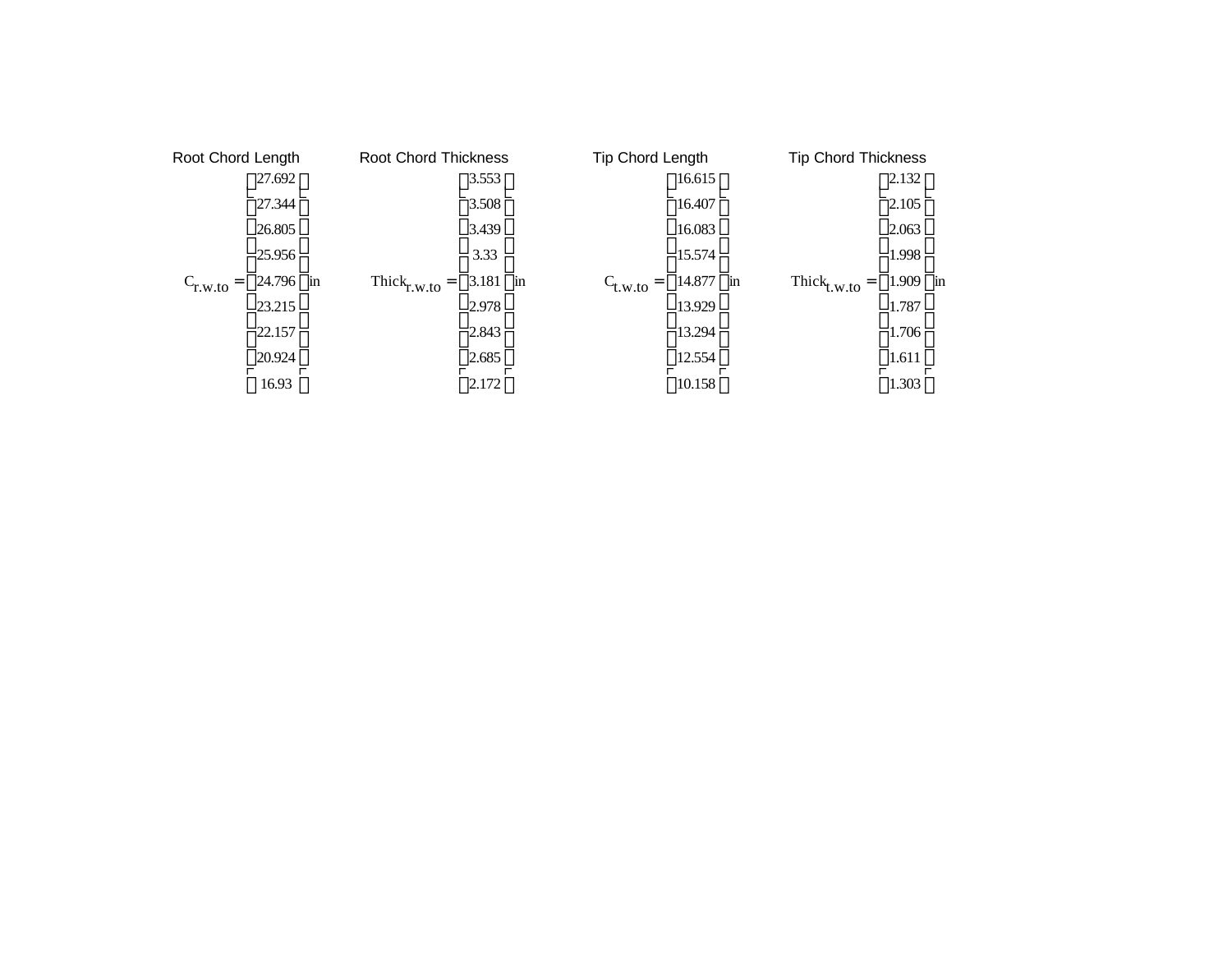Root Chord Length

$$C_{r.w.to} = \begin{pmatrix} 27.692 \\ 27.344 \\ 26.805 \\ 25.956 \\ 24.796 \\ 23.215 \\ 22.157 \\ 20.924 \\ 16.93 \end{pmatrix} in$$

Root Chord Thickness

$$Thick_{r.w.to} = \begin{pmatrix} 3.553 \\ 3.508 \\ 3.439 \\ 3.33 \\ 3.181 \\ 2.978 \\ 2.843 \\ 2.685 \\ 2.172 \end{pmatrix} in$$

Tip Chord Length

$$C_{t.w.to} = \begin{pmatrix} 16.615 \\ 16.407 \\ 16.083 \\ 15.574 \\ 14.877 \\ 13.929 \\ 13.294 \\ 12.554 \\ 10.158 \end{pmatrix} in$$

Tip Chord Thickness

$$Thick_{t.w.to} = \begin{pmatrix} 2.132 \\ 2.105 \\ 2.063 \\ 1.998 \\ 1.909 \\ 1.787 \\ 1.706 \\ 1.611 \\ 1.303 \end{pmatrix} in$$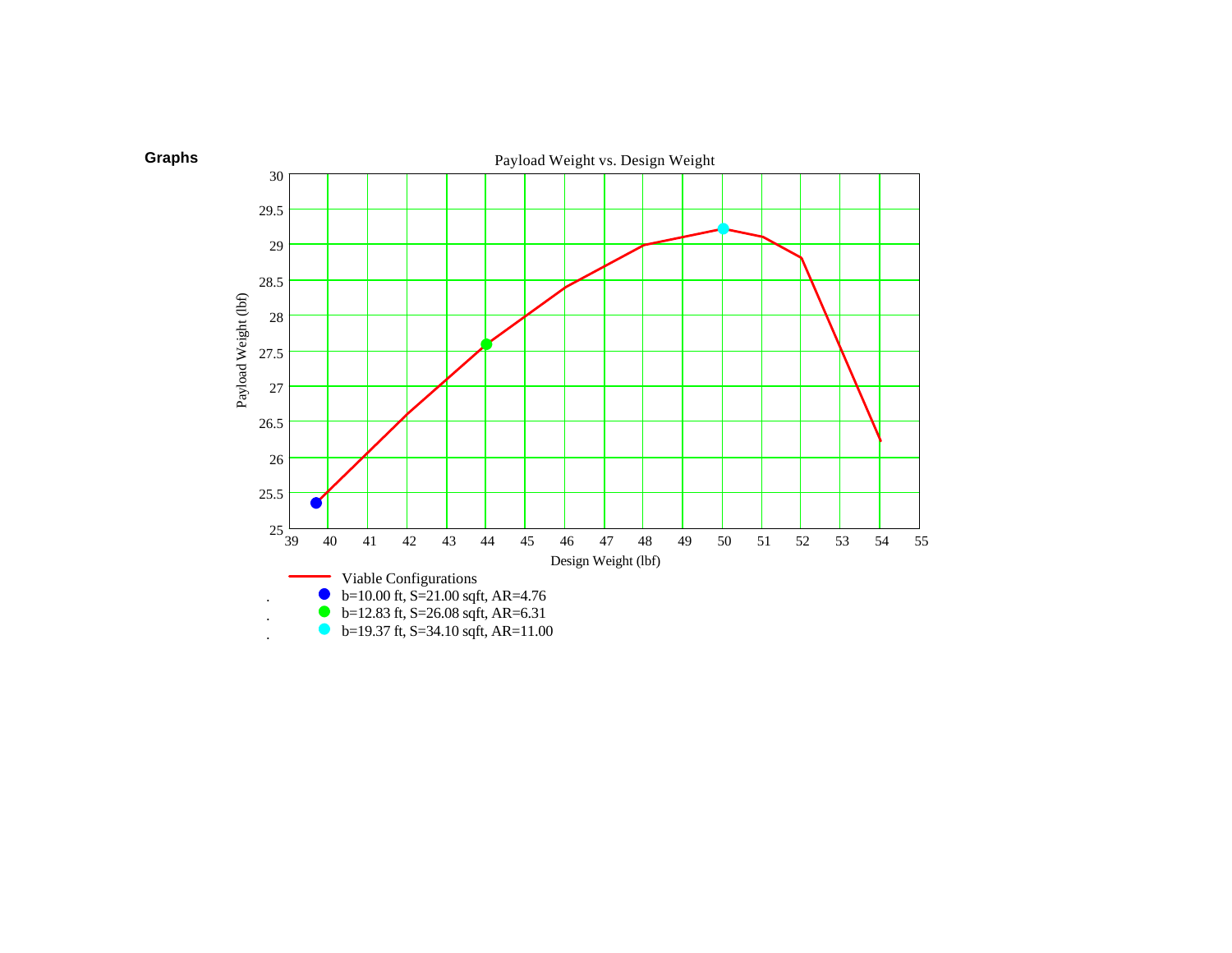**Graphs**

Payload Weight vs. Design Weight

Payload Weight (lbf)

Design Weight (lbf)

Viable Configurations

b=10.00 ft, S=21.00 sqft, AR=4.76

b=12.83 ft, S=26.08 sqft, AR=6.31

b=19.37 ft, S=34.10 sqft, AR=11.00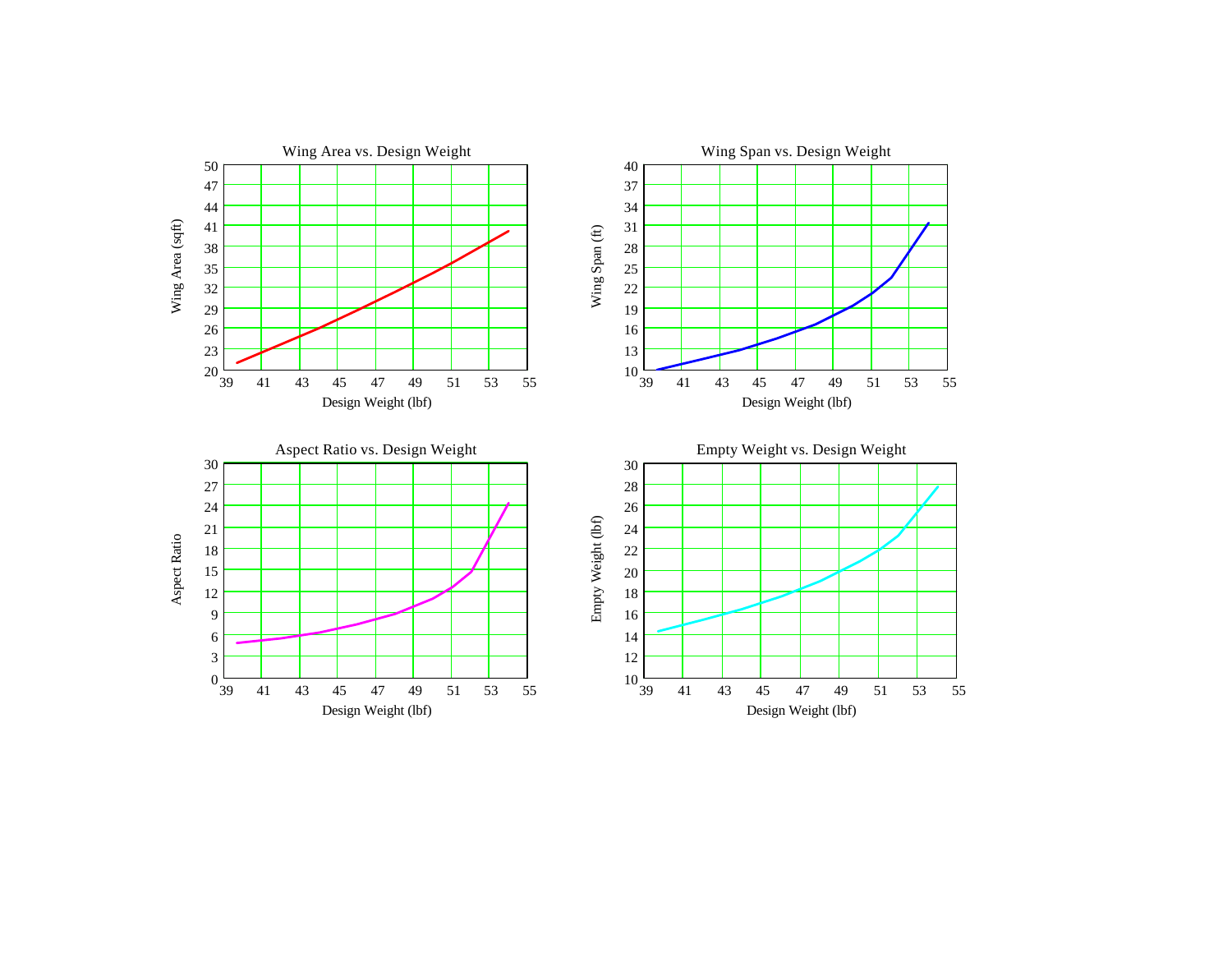Wing Area vs. Design Weight

Wing Span vs. Design Weight

Aspect Ratio vs. Design Weight

Empty Weight vs. Design Weight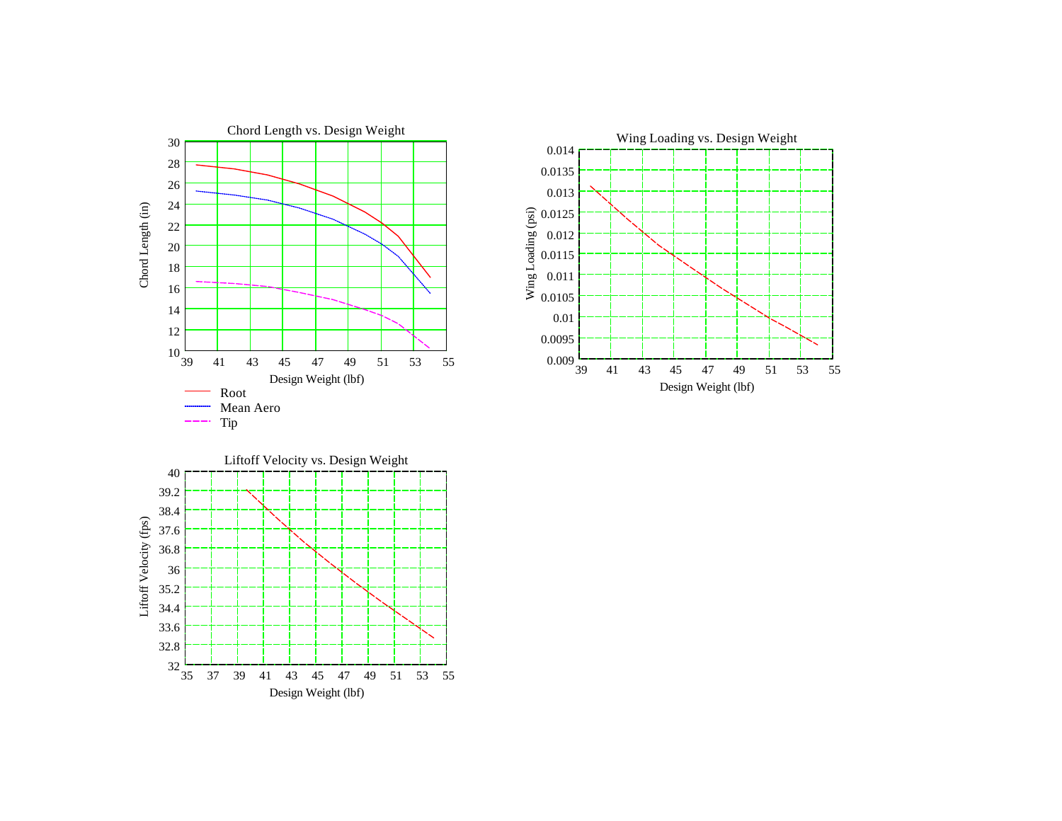**Chord Length vs. Design Weight**

Chord Length (in) vs. Design Weight (lbf)

- Root
- Mean Aero
- Tip

**Wing Loading vs. Design Weight**

Wing Loading (psi) vs. Design Weight (lbf)

**Liftoff Velocity vs. Design Weight**

Liftoff Velocity (fps) vs. Design Weight (lbf)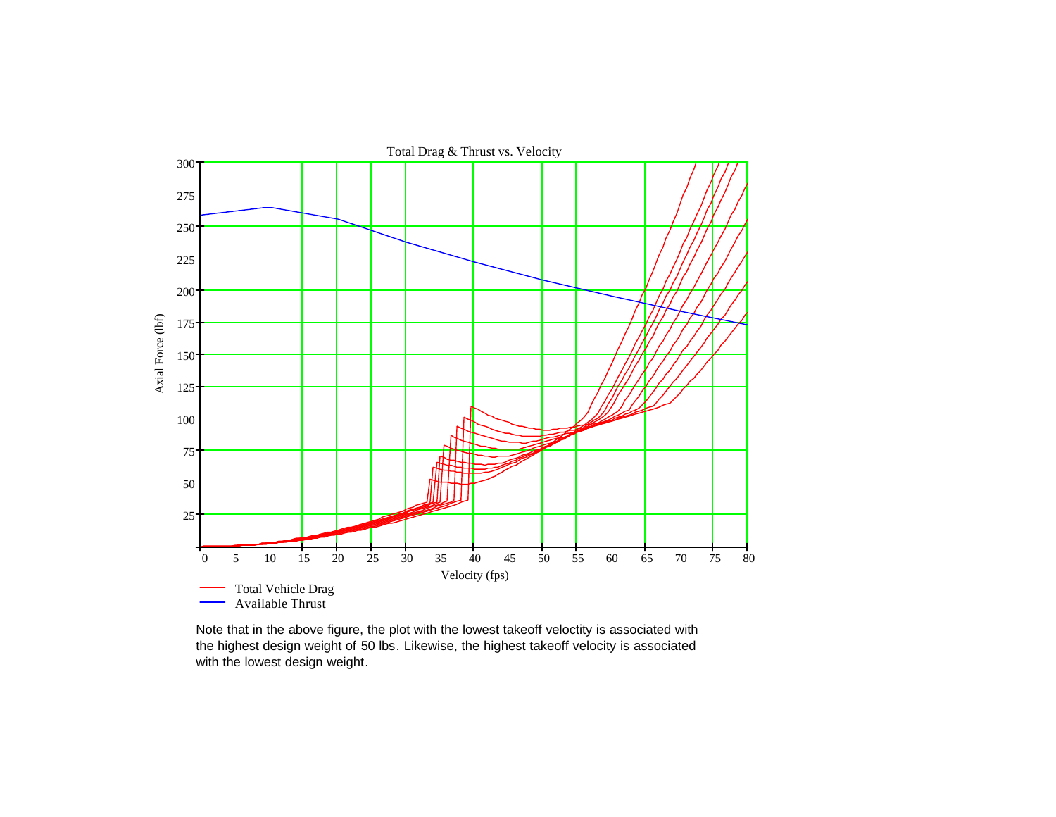Note that in the above figure, the plot with the lowest takeoff veloctity is associated with the highest design weight of 50 lbs. Likewise, the highest takeoff velocity is associated with the lowest design weight.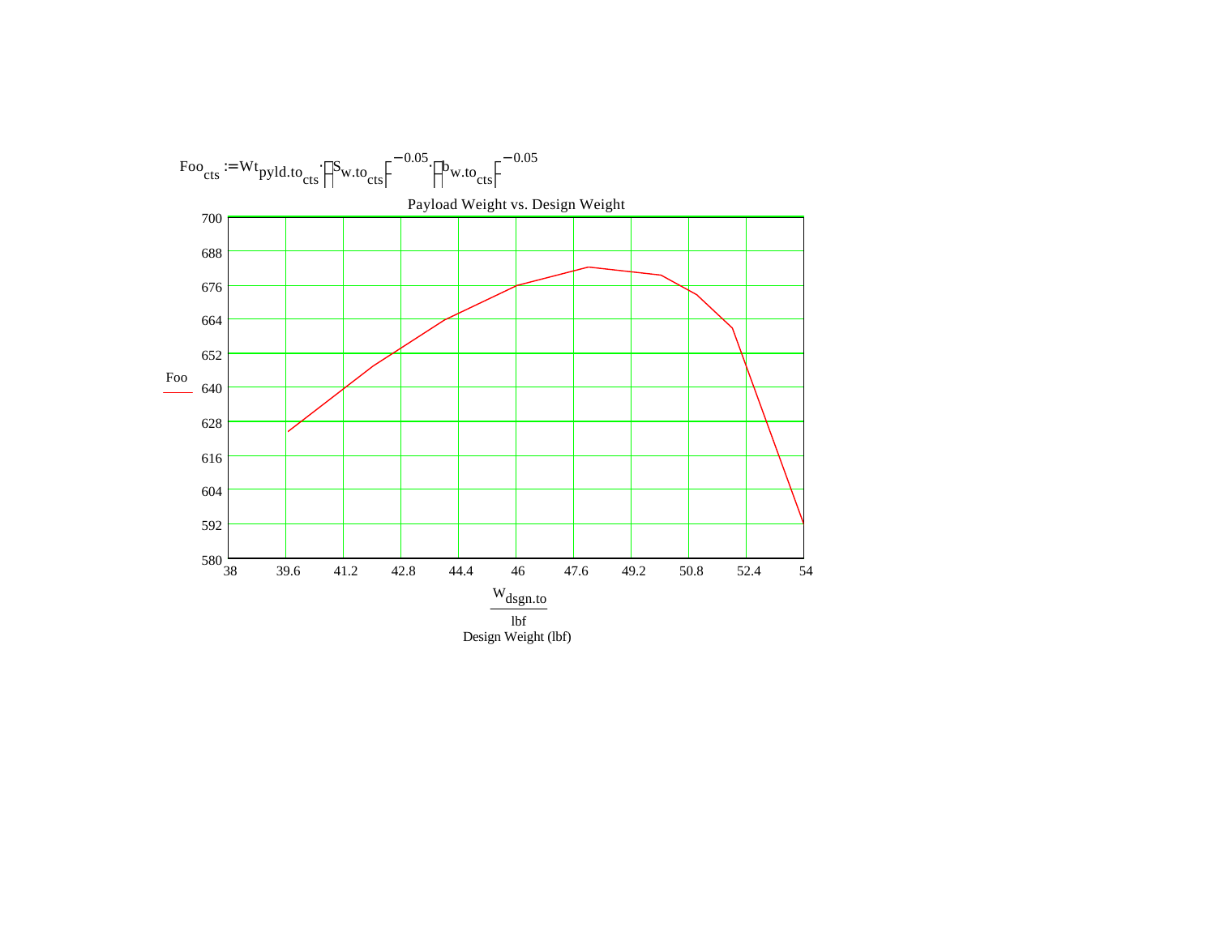$$Foo_{cts} := Wt_{pyld.to_{cts}} \cdot \left(S_{w.to_{cts}}\right)^{-0.05} \cdot \left(b_{w.to_{cts}}\right)^{-0.05}$$

Payload Weight vs. Design Weight

Foo

700
688
676
664
652
640
628
616
604
592
580

38 39.6 41.2 42.8 44.4 46 47.6 49.2 50.8 52.4 54

$\frac{W_{dsgn.to}}{lbf}$

Design Weight (lbf)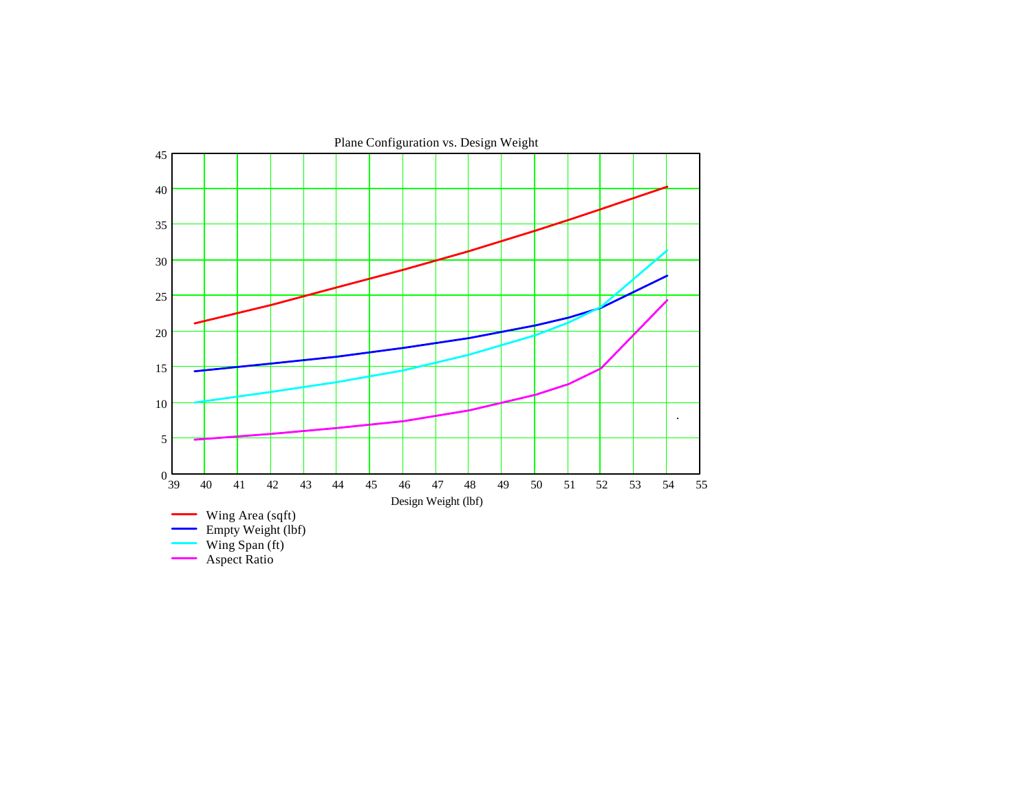Plane Configuration vs. Design Weight

45
40
35
30
25
20
15
10
5
0

39 40 41 42 43 44 45 46 47 48 49 50 51 52 53 54 55

Design Weight (lbf)

Wing Area (sqft)
Empty Weight (lbf)
Wing Span (ft)
Aspect Ratio